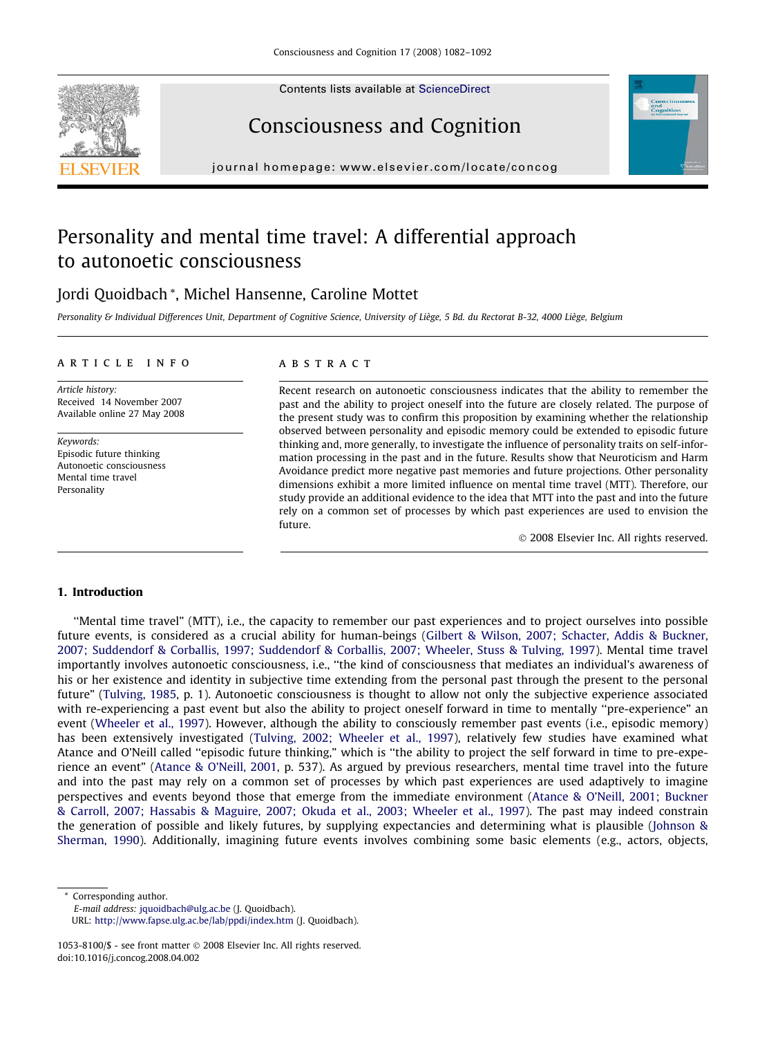# Personality and mental time travel: A differential approach to autonoetic consciousness

Jordi Quoidbach *, Michel Hansenne, Caroline Mottet

*Personality & Individual Differences Unit, Department of Cognitive Science, University of Liège, 5 Bd. du Rectorat B-32, 4000 Liège, Belgium*

## ARTICLE INFO

*Article history:*
Received 14 November 2007
Available online 27 May 2008

*Keywords:*
Episodic future thinking
Autonoetic consciousness
Mental time travel
Personality

## ABSTRACT

Recent research on autonoetic consciousness indicates that the ability to remember the past and the ability to project oneself into the future are closely related. The purpose of the present study was to confirm this proposition by examining whether the relationship observed between personality and episodic memory could be extended to episodic future thinking and, more generally, to investigate the influence of personality traits on self-information processing in the past and in the future. Results show that Neuroticism and Harm Avoidance predict more negative past memories and future projections. Other personality dimensions exhibit a more limited influence on mental time travel (MTT). Therefore, our study provide an additional evidence to the idea that MTT into the past and into the future rely on a common set of processes by which past experiences are used to envision the future.

© 2008 Elsevier Inc. All rights reserved.

## 1. Introduction

"Mental time travel" (MTT), i.e., the capacity to remember our past experiences and to project ourselves into possible future events, is considered as a crucial ability for human-beings (Gilbert & Wilson, 2007; Schacter, Addis & Buckner, 2007; Suddendorf & Corballis, 1997; Suddendorf & Corballis, 2007; Wheeler, Stuss & Tulving, 1997). Mental time travel importantly involves autonoetic consciousness, i.e., "the kind of consciousness that mediates an individual's awareness of his or her existence and identity in subjective time extending from the personal past through the present to the personal future" (Tulving, 1985, p. 1). Autonoetic consciousness is thought to allow not only the subjective experience associated with re-experiencing a past event but also the ability to project oneself forward in time to mentally "pre-experience" an event (Wheeler et al., 1997). However, although the ability to consciously remember past events (i.e., episodic memory) has been extensively investigated (Tulving, 2002; Wheeler et al., 1997), relatively few studies have examined what Atance and O'Neill called "episodic future thinking," which is "the ability to project the self forward in time to pre-experience an event" (Atance & O'Neill, 2001, p. 537). As argued by previous researchers, mental time travel into the future and into the past may rely on a common set of processes by which past experiences are used adaptively to imagine perspectives and events beyond those that emerge from the immediate environment (Atance & O'Neill, 2001; Buckner & Carroll, 2007; Hassabis & Maguire, 2007; Okuda et al., 2003; Wheeler et al., 1997). The past may indeed constrain the generation of possible and likely futures, by supplying expectancies and determining what is plausible (Johnson & Sherman, 1990). Additionally, imagining future events involves combining some basic elements (e.g., actors, objects,

* Corresponding author.
E-mail address: jquoidbach@ulg.ac.be (J. Quoidbach).
URL: http://www.fapse.ulg.ac.be/lab/ppdi/index.htm (J. Quoidbach).

1053-8100/$ - see front matter © 2008 Elsevier Inc. All rights reserved.
doi:10.1016/j.concog.2008.04.002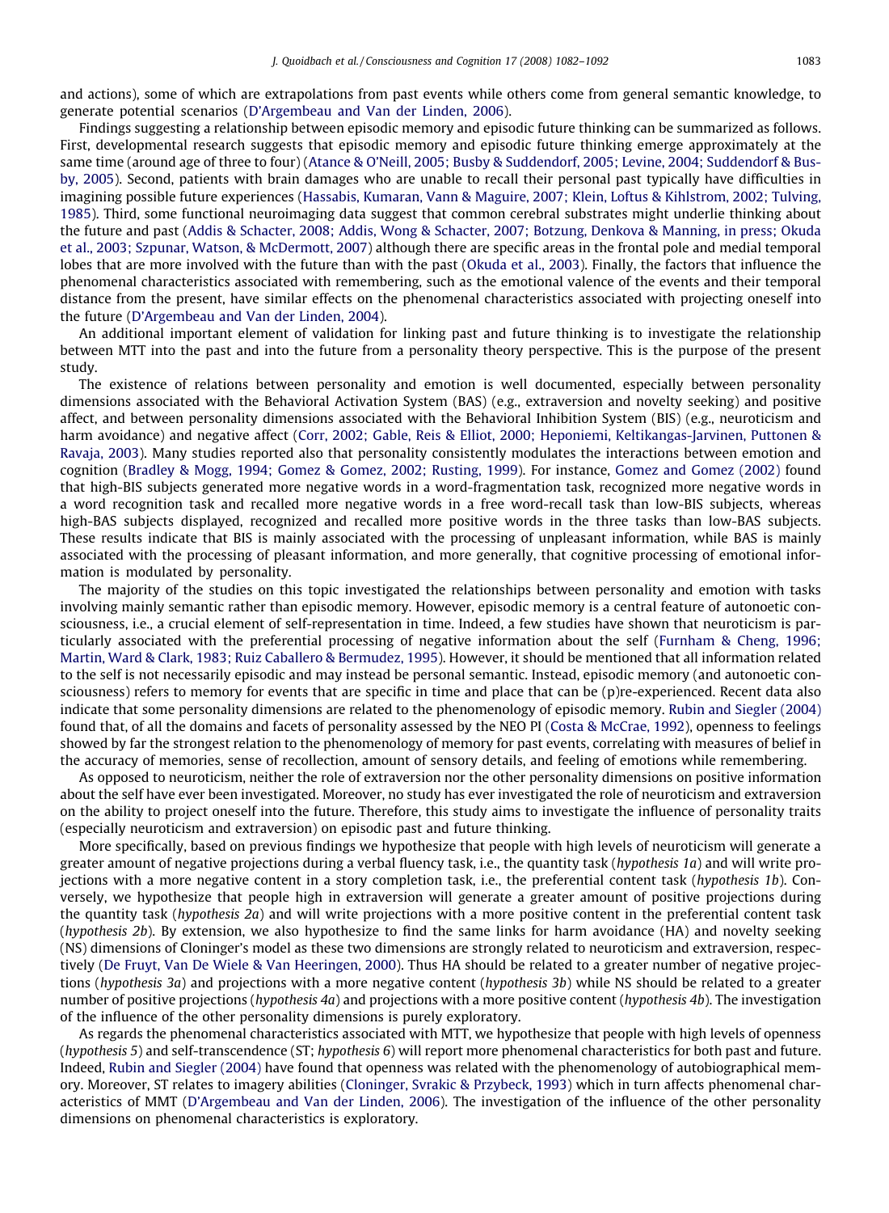and actions), some of which are extrapolations from past events while others come from general semantic knowledge, to generate potential scenarios (D'Argembeau and Van der Linden, 2006).

Findings suggesting a relationship between episodic memory and episodic future thinking can be summarized as follows. First, developmental research suggests that episodic memory and episodic future thinking emerge approximately at the same time (around age of three to four) (Atance & O'Neill, 2005; Busby & Suddendorf, 2005; Levine, 2004; Suddendorf & Busby, 2005). Second, patients with brain damages who are unable to recall their personal past typically have difficulties in imagining possible future experiences (Hassabis, Kumaran, Vann & Maguire, 2007; Klein, Loftus & Kihlstrom, 2002; Tulving, 1985). Third, some functional neuroimaging data suggest that common cerebral substrates might underlie thinking about the future and past (Addis & Schacter, 2008; Addis, Wong & Schacter, 2007; Botzung, Denkova & Manning, in press; Okuda et al., 2003; Szpunar, Watson, & McDermott, 2007) although there are specific areas in the frontal pole and medial temporal lobes that are more involved with the future than with the past (Okuda et al., 2003). Finally, the factors that influence the phenomenal characteristics associated with remembering, such as the emotional valence of the events and their temporal distance from the present, have similar effects on the phenomenal characteristics associated with projecting oneself into the future (D'Argembeau and Van der Linden, 2004).

An additional important element of validation for linking past and future thinking is to investigate the relationship between MTT into the past and into the future from a personality theory perspective. This is the purpose of the present study.

The existence of relations between personality and emotion is well documented, especially between personality dimensions associated with the Behavioral Activation System (BAS) (e.g., extraversion and novelty seeking) and positive affect, and between personality dimensions associated with the Behavioral Inhibition System (BIS) (e.g., neuroticism and harm avoidance) and negative affect (Corr, 2002; Gable, Reis & Elliot, 2000; Heponiemi, Keltikangas-Jarvinen, Puttonen & Ravaja, 2003). Many studies reported also that personality consistently modulates the interactions between emotion and cognition (Bradley & Mogg, 1994; Gomez & Gomez, 2002; Rusting, 1999). For instance, Gomez and Gomez (2002) found that high-BIS subjects generated more negative words in a word-fragmentation task, recognized more negative words in a word recognition task and recalled more negative words in a free word-recall task than low-BIS subjects, whereas high-BAS subjects displayed, recognized and recalled more positive words in the three tasks than low-BAS subjects. These results indicate that BIS is mainly associated with the processing of unpleasant information, while BAS is mainly associated with the processing of pleasant information, and more generally, that cognitive processing of emotional information is modulated by personality.

The majority of the studies on this topic investigated the relationships between personality and emotion with tasks involving mainly semantic rather than episodic memory. However, episodic memory is a central feature of autonoetic consciousness, i.e., a crucial element of self-representation in time. Indeed, a few studies have shown that neuroticism is particularly associated with the preferential processing of negative information about the self (Furnham & Cheng, 1996; Martin, Ward & Clark, 1983; Ruiz Caballero & Bermudez, 1995). However, it should be mentioned that all information related to the self is not necessarily episodic and may instead be personal semantic. Instead, episodic memory (and autonoetic consciousness) refers to memory for events that are specific in time and place that can be (p)re-experienced. Recent data also indicate that some personality dimensions are related to the phenomenology of episodic memory. Rubin and Siegler (2004) found that, of all the domains and facets of personality assessed by the NEO PI (Costa & McCrae, 1992), openness to feelings showed by far the strongest relation to the phenomenology of memory for past events, correlating with measures of belief in the accuracy of memories, sense of recollection, amount of sensory details, and feeling of emotions while remembering.

As opposed to neuroticism, neither the role of extraversion nor the other personality dimensions on positive information about the self have ever been investigated. Moreover, no study has ever investigated the role of neuroticism and extraversion on the ability to project oneself into the future. Therefore, this study aims to investigate the influence of personality traits (especially neuroticism and extraversion) on episodic past and future thinking.

More specifically, based on previous findings we hypothesize that people with high levels of neuroticism will generate a greater amount of negative projections during a verbal fluency task, i.e., the quantity task (*hypothesis 1a*) and will write projections with a more negative content in a story completion task, i.e., the preferential content task (*hypothesis 1b*). Conversely, we hypothesize that people high in extraversion will generate a greater amount of positive projections during the quantity task (*hypothesis 2a*) and will write projections with a more positive content in the preferential content task (*hypothesis 2b*). By extension, we also hypothesize to find the same links for harm avoidance (HA) and novelty seeking (NS) dimensions of Cloninger's model as these two dimensions are strongly related to neuroticism and extraversion, respectively (De Fruyt, Van De Wiele & Van Heeringen, 2000). Thus HA should be related to a greater number of negative projections (*hypothesis 3a*) and projections with a more negative content (*hypothesis 3b*) while NS should be related to a greater number of positive projections (*hypothesis 4a*) and projections with a more positive content (*hypothesis 4b*). The investigation of the influence of the other personality dimensions is purely exploratory.

As regards the phenomenal characteristics associated with MTT, we hypothesize that people with high levels of openness (*hypothesis 5*) and self-transcendence (ST; *hypothesis 6*) will report more phenomenal characteristics for both past and future. Indeed, Rubin and Siegler (2004) have found that openness was related with the phenomenology of autobiographical memory. Moreover, ST relates to imagery abilities (Cloninger, Svrakic & Przybeck, 1993) which in turn affects phenomenal characteristics of MMT (D'Argembeau and Van der Linden, 2006). The investigation of the influence of the other personality dimensions on phenomenal characteristics is exploratory.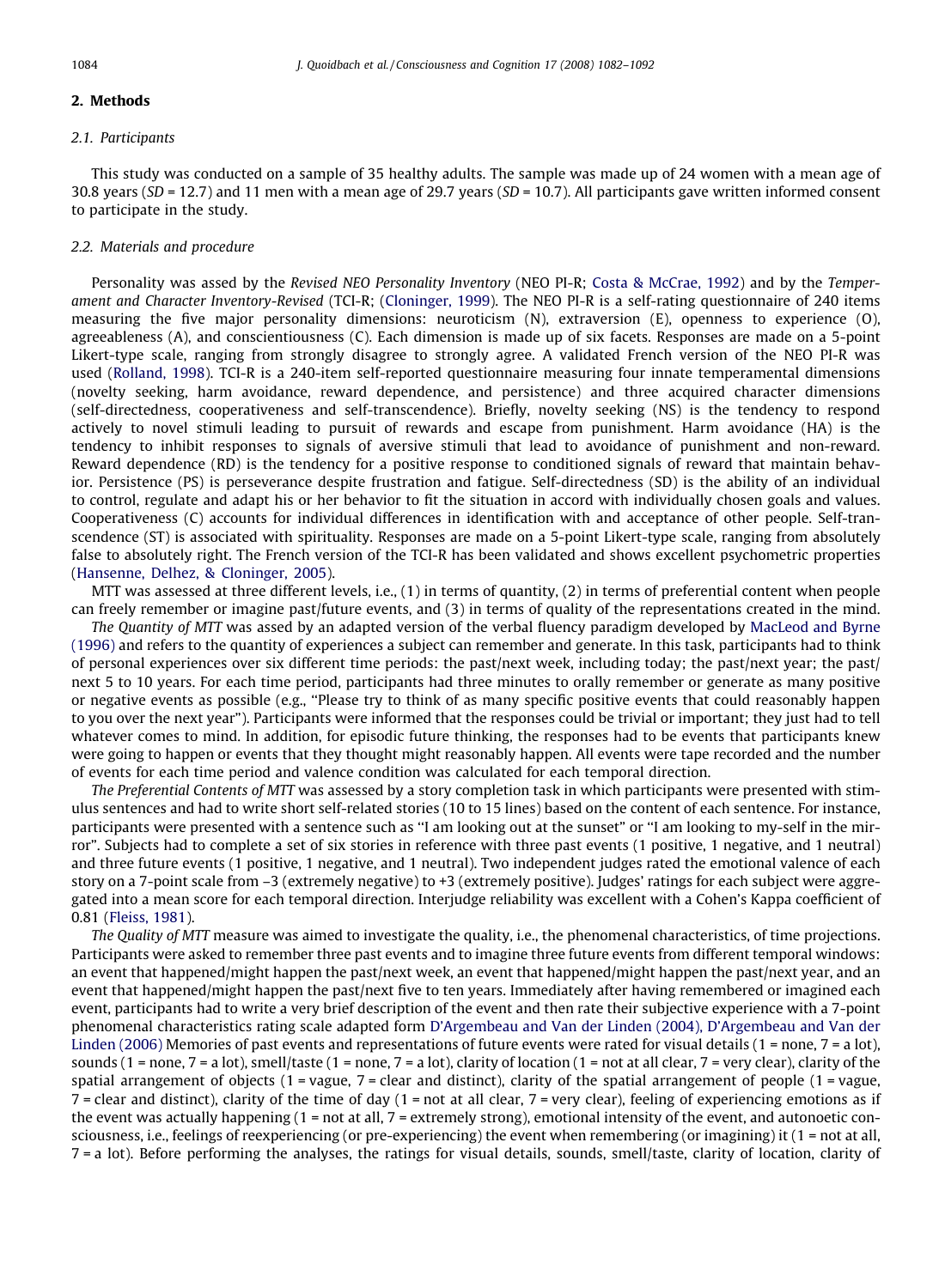## 2. Methods

### 2.1. Participants

This study was conducted on a sample of 35 healthy adults. The sample was made up of 24 women with a mean age of 30.8 years (*SD* = 12.7) and 11 men with a mean age of 29.7 years (*SD* = 10.7). All participants gave written informed consent to participate in the study.

### 2.2. Materials and procedure

Personality was assed by the *Revised NEO Personality Inventory* (NEO PI-R; Costa & McCrae, 1992) and by the *Temperament and Character Inventory-Revised* (TCI-R; (Cloninger, 1999). The NEO PI-R is a self-rating questionnaire of 240 items measuring the five major personality dimensions: neuroticism (N), extraversion (E), openness to experience (O), agreeableness (A), and conscientiousness (C). Each dimension is made up of six facets. Responses are made on a 5-point Likert-type scale, ranging from strongly disagree to strongly agree. A validated French version of the NEO PI-R was used (Rolland, 1998). TCI-R is a 240-item self-reported questionnaire measuring four innate temperamental dimensions (novelty seeking, harm avoidance, reward dependence, and persistence) and three acquired character dimensions (self-directedness, cooperativeness and self-transcendence). Briefly, novelty seeking (NS) is the tendency to respond actively to novel stimuli leading to pursuit of rewards and escape from punishment. Harm avoidance (HA) is the tendency to inhibit responses to signals of aversive stimuli that lead to avoidance of punishment and non-reward. Reward dependence (RD) is the tendency for a positive response to conditioned signals of reward that maintain behavior. Persistence (PS) is perseverance despite frustration and fatigue. Self-directedness (SD) is the ability of an individual to control, regulate and adapt his or her behavior to fit the situation in accord with individually chosen goals and values. Cooperativeness (C) accounts for individual differences in identification with and acceptance of other people. Self-transcendence (ST) is associated with spirituality. Responses are made on a 5-point Likert-type scale, ranging from absolutely false to absolutely right. The French version of the TCI-R has been validated and shows excellent psychometric properties (Hansenne, Delhez, & Cloninger, 2005).

MTT was assessed at three different levels, i.e., (1) in terms of quantity, (2) in terms of preferential content when people can freely remember or imagine past/future events, and (3) in terms of quality of the representations created in the mind.

*The Quantity of MTT* was assed by an adapted version of the verbal fluency paradigm developed by MacLeod and Byrne (1996) and refers to the quantity of experiences a subject can remember and generate. In this task, participants had to think of personal experiences over six different time periods: the past/next week, including today; the past/next year; the past/next 5 to 10 years. For each time period, participants had three minutes to orally remember or generate as many positive or negative events as possible (e.g., "Please try to think of as many specific positive events that could reasonably happen to you over the next year"). Participants were informed that the responses could be trivial or important; they just had to tell whatever comes to mind. In addition, for episodic future thinking, the responses had to be events that participants knew were going to happen or events that they thought might reasonably happen. All events were tape recorded and the number of events for each time period and valence condition was calculated for each temporal direction.

*The Preferential Contents of MTT* was assessed by a story completion task in which participants were presented with stimulus sentences and had to write short self-related stories (10 to 15 lines) based on the content of each sentence. For instance, participants were presented with a sentence such as "I am looking out at the sunset" or "I am looking to my-self in the mirror". Subjects had to complete a set of six stories in reference with three past events (1 positive, 1 negative, and 1 neutral) and three future events (1 positive, 1 negative, and 1 neutral). Two independent judges rated the emotional valence of each story on a 7-point scale from −3 (extremely negative) to +3 (extremely positive). Judges' ratings for each subject were aggregated into a mean score for each temporal direction. Interjudge reliability was excellent with a Cohen's Kappa coefficient of 0.81 (Fleiss, 1981).

*The Quality of MTT* measure was aimed to investigate the quality, i.e., the phenomenal characteristics, of time projections. Participants were asked to remember three past events and to imagine three future events from different temporal windows: an event that happened/might happen the past/next week, an event that happened/might happen the past/next year, and an event that happened/might happen the past/next five to ten years. Immediately after having remembered or imagined each event, participants had to write a very brief description of the event and then rate their subjective experience with a 7-point phenomenal characteristics rating scale adapted form D'Argembeau and Van der Linden (2004), D'Argembeau and Van der Linden (2006) Memories of past events and representations of future events were rated for visual details (1 = none, 7 = a lot), sounds (1 = none, 7 = a lot), smell/taste (1 = none, 7 = a lot), clarity of location (1 = not at all clear, 7 = very clear), clarity of the spatial arrangement of objects (1 = vague, 7 = clear and distinct), clarity of the spatial arrangement of people (1 = vague, 7 = clear and distinct), clarity of the time of day (1 = not at all clear, 7 = very clear), feeling of experiencing emotions as if the event was actually happening (1 = not at all, 7 = extremely strong), emotional intensity of the event, and autonoetic consciousness, i.e., feelings of reexperiencing (or pre-experiencing) the event when remembering (or imagining) it (1 = not at all, 7 = a lot). Before performing the analyses, the ratings for visual details, sounds, smell/taste, clarity of location, clarity of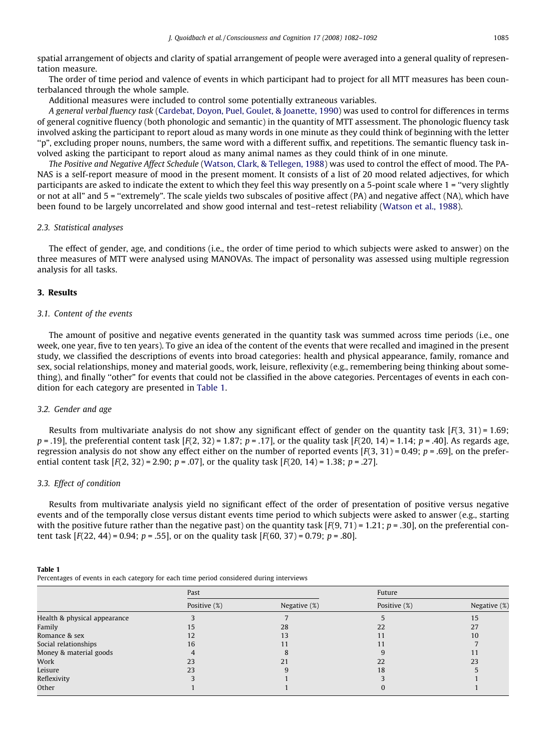spatial arrangement of objects and clarity of spatial arrangement of people were averaged into a general quality of representation measure.

The order of time period and valence of events in which participant had to project for all MTT measures has been counterbalanced through the whole sample.

Additional measures were included to control some potentially extraneous variables.

*A general verbal fluency task* (Cardebat, Doyon, Puel, Goulet, & Joanette, 1990) was used to control for differences in terms of general cognitive fluency (both phonologic and semantic) in the quantity of MTT assessment. The phonologic fluency task involved asking the participant to report aloud as many words in one minute as they could think of beginning with the letter "p", excluding proper nouns, numbers, the same word with a different suffix, and repetitions. The semantic fluency task involved asking the participant to report aloud as many animal names as they could think of in one minute.

*The Positive and Negative Affect Schedule* (Watson, Clark, & Tellegen, 1988) was used to control the effect of mood. The PANAS is a self-report measure of mood in the present moment. It consists of a list of 20 mood related adjectives, for which participants are asked to indicate the extent to which they feel this way presently on a 5-point scale where 1 = "very slightly or not at all" and 5 = "extremely". The scale yields two subscales of positive affect (PA) and negative affect (NA), which have been found to be largely uncorrelated and show good internal and test–retest reliability (Watson et al., 1988).

### 2.3. Statistical analyses

The effect of gender, age, and conditions (i.e., the order of time period to which subjects were asked to answer) on the three measures of MTT were analysed using MANOVAs. The impact of personality was assessed using multiple regression analysis for all tasks.

## 3. Results

### 3.1. Content of the events

The amount of positive and negative events generated in the quantity task was summed across time periods (i.e., one week, one year, five to ten years). To give an idea of the content of the events that were recalled and imagined in the present study, we classified the descriptions of events into broad categories: health and physical appearance, family, romance and sex, social relationships, money and material goods, work, leisure, reflexivity (e.g., remembering being thinking about something), and finally "other" for events that could not be classified in the above categories. Percentages of events in each condition for each category are presented in Table 1.

### 3.2. Gender and age

Results from multivariate analysis do not show any significant effect of gender on the quantity task [$F(3, 31) = 1.69$; $p = .19$], the preferential content task [$F(2, 32) = 1.87$; $p = .17$], or the quality task [$F(20, 14) = 1.14$; $p = .40$]. As regards age, regression analysis do not show any effect either on the number of reported events [$F(3, 31) = 0.49$; $p = .69$], on the preferential content task [$F(2, 32) = 2.90$; $p = .07$], or the quality task [$F(20, 14) = 1.38$; $p = .27$].

### 3.3. Effect of condition

Results from multivariate analysis yield no significant effect of the order of presentation of positive versus negative events and of the temporally close versus distant events time period to which subjects were asked to answer (e.g., starting with the positive future rather than the negative past) on the quantity task [$F(9, 71) = 1.21$; $p = .30$], on the preferential content task [$F(22, 44) = 0.94$; $p = .55$], or on the quality task [$F(60, 37) = 0.79$; $p = .80$].

**Table 1**
Percentages of events in each category for each time period considered during interviews

| | Past | | Future | |
|---|---|---|---|---|
| | Positive (%) | Negative (%) | Positive (%) | Negative (%) |
| Health & physical appearance | 3 | 7 | 5 | 15 |
| Family | 15 | 28 | 22 | 27 |
| Romance & sex | 12 | 13 | 11 | 10 |
| Social relationships | 16 | 11 | 11 | 7 |
| Money & material goods | 4 | 8 | 9 | 11 |
| Work | 23 | 21 | 22 | 23 |
| Leisure | 23 | 9 | 18 | 5 |
| Reflexivity | 3 | 1 | 3 | 1 |
| Other | 1 | 1 | 0 | 1 |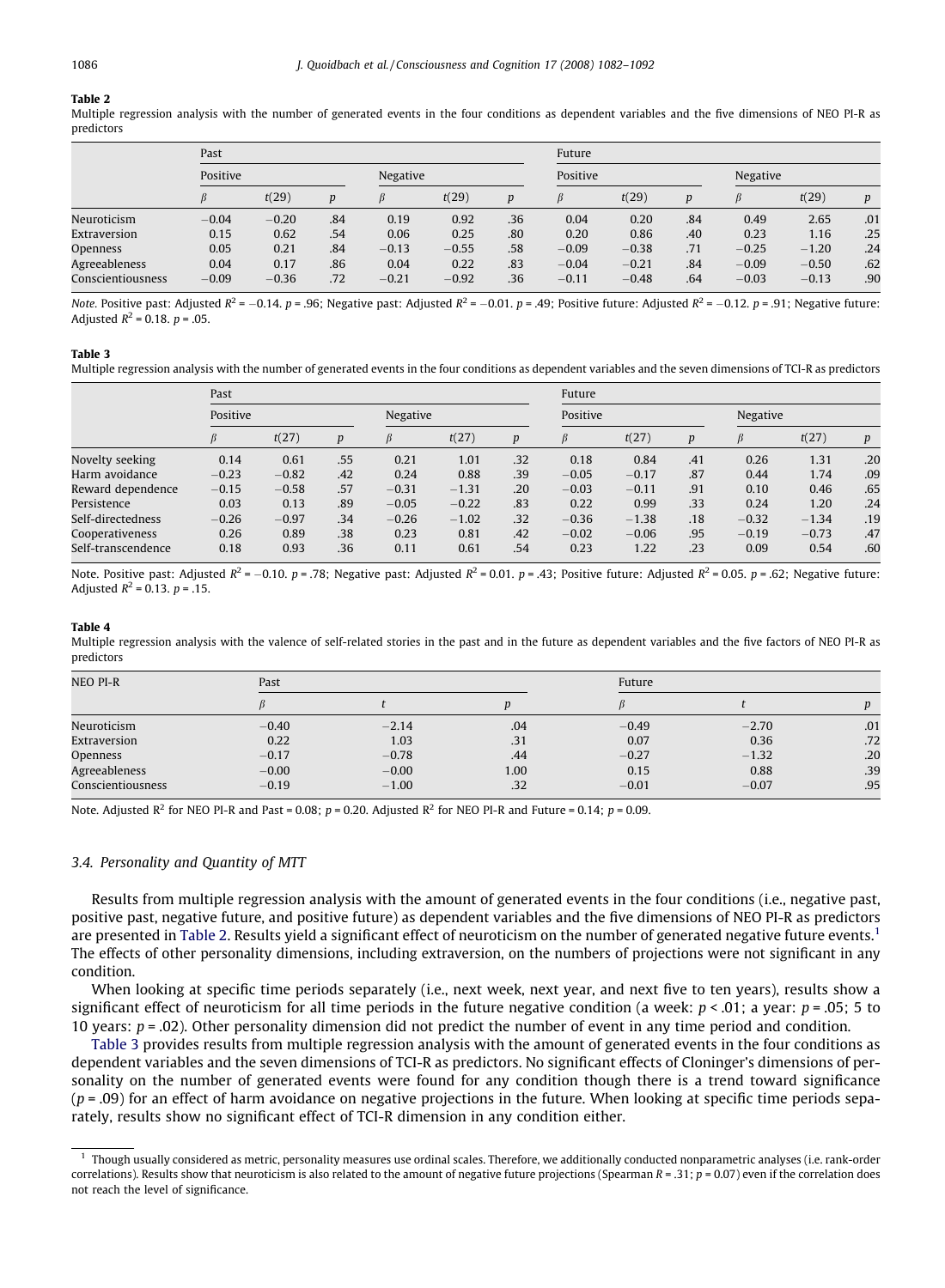**Table 2**

Multiple regression analysis with the number of generated events in the four conditions as dependent variables and the five dimensions of NEO PI-R as predictors

| | Past | | | | | | Future | | | | | |
|---|---|---|---|---|---|---|---|---|---|---|---|---|
| | Positive | | | Negative | | | Positive | | | Negative | | |
| | $\beta$ | $t(29)$ | $p$ | $\beta$ | $t(29)$ | $p$ | $\beta$ | $t(29)$ | $p$ | $\beta$ | $t(29)$ | $p$ |
| Neuroticism | −0.04 | −0.20 | .84 | 0.19 | 0.92 | .36 | 0.04 | 0.20 | .84 | 0.49 | 2.65 | .01 |
| Extraversion | 0.15 | 0.62 | .54 | 0.06 | 0.25 | .80 | 0.20 | 0.86 | .40 | 0.23 | 1.16 | .25 |
| Openness | 0.05 | 0.21 | .84 | −0.13 | −0.55 | .58 | −0.09 | −0.38 | .71 | −0.25 | −1.20 | .24 |
| Agreeableness | 0.04 | 0.17 | .86 | 0.04 | 0.22 | .83 | −0.04 | −0.21 | .84 | −0.09 | −0.50 | .62 |
| Conscientiousness | −0.09 | −0.36 | .72 | −0.21 | −0.92 | .36 | −0.11 | −0.48 | .64 | −0.03 | −0.13 | .90 |

*Note.* Positive past: Adjusted $R^2$ = −0.14. $p$ = .96; Negative past: Adjusted $R^2$ = −0.01. $p$ = .49; Positive future: Adjusted $R^2$ = −0.12. $p$ = .91; Negative future: Adjusted $R^2$ = 0.18. $p$ = .05.

**Table 3**

Multiple regression analysis with the number of generated events in the four conditions as dependent variables and the seven dimensions of TCI-R as predictors

| | Past | | | | | | Future | | | | | |
|---|---|---|---|---|---|---|---|---|---|---|---|---|
| | Positive | | | Negative | | | Positive | | | Negative | | |
| | $\beta$ | $t(27)$ | $p$ | $\beta$ | $t(27)$ | $p$ | $\beta$ | $t(27)$ | $p$ | $\beta$ | $t(27)$ | $p$ |
| Novelty seeking | 0.14 | 0.61 | .55 | 0.21 | 1.01 | .32 | 0.18 | 0.84 | .41 | 0.26 | 1.31 | .20 |
| Harm avoidance | −0.23 | −0.82 | .42 | 0.24 | 0.88 | .39 | −0.05 | −0.17 | .87 | 0.44 | 1.74 | .09 |
| Reward dependence | −0.15 | −0.58 | .57 | −0.31 | −1.31 | .20 | −0.03 | −0.11 | .91 | 0.10 | 0.46 | .65 |
| Persistence | 0.03 | 0.13 | .89 | −0.05 | −0.22 | .83 | 0.22 | 0.99 | .33 | 0.24 | 1.20 | .24 |
| Self-directedness | −0.26 | −0.97 | .34 | −0.26 | −1.02 | .32 | −0.36 | −1.38 | .18 | −0.32 | −1.34 | .19 |
| Cooperativeness | 0.26 | 0.89 | .38 | 0.23 | 0.81 | .42 | −0.02 | −0.06 | .95 | −0.19 | −0.73 | .47 |
| Self-transcendence | 0.18 | 0.93 | .36 | 0.11 | 0.61 | .54 | 0.23 | 1.22 | .23 | 0.09 | 0.54 | .60 |

Note. Positive past: Adjusted $R^2$ = −0.10. $p$ = .78; Negative past: Adjusted $R^2$ = 0.01. $p$ = .43; Positive future: Adjusted $R^2$ = 0.05. $p$ = .62; Negative future: Adjusted $R^2$ = 0.13. $p$ = .15.

**Table 4**

Multiple regression analysis with the valence of self-related stories in the past and in the future as dependent variables and the five factors of NEO PI-R as predictors

| NEO PI-R | Past | | | Future | | |
|---|---|---|---|---|---|---|
| | $\beta$ | $t$ | $p$ | $\beta$ | $t$ | $p$ |
| Neuroticism | −0.40 | −2.14 | .04 | −0.49 | −2.70 | .01 |
| Extraversion | 0.22 | 1.03 | .31 | 0.07 | 0.36 | .72 |
| Openness | −0.17 | −0.78 | .44 | −0.27 | −1.32 | .20 |
| Agreeableness | −0.00 | −0.00 | 1.00 | 0.15 | 0.88 | .39 |
| Conscientiousness | −0.19 | −1.00 | .32 | −0.01 | −0.07 | .95 |

Note. Adjusted $R^2$ for NEO PI-R and Past = 0.08; $p$ = 0.20. Adjusted $R^2$ for NEO PI-R and Future = 0.14; $p$ = 0.09.

### 3.4. Personality and Quantity of MTT

Results from multiple regression analysis with the amount of generated events in the four conditions (i.e., negative past, positive past, negative future, and positive future) as dependent variables and the five dimensions of NEO PI-R as predictors are presented in Table 2. Results yield a significant effect of neuroticism on the number of generated negative future events.[1] The effects of other personality dimensions, including extraversion, on the numbers of projections were not significant in any condition.

When looking at specific time periods separately (i.e., next week, next year, and next five to ten years), results show a significant effect of neuroticism for all time periods in the future negative condition (a week: $p < .01$; a year: $p = .05$; 5 to 10 years: $p = .02$). Other personality dimension did not predict the number of event in any time period and condition.

Table 3 provides results from multiple regression analysis with the amount of generated events in the four conditions as dependent variables and the seven dimensions of TCI-R as predictors. No significant effects of Cloninger's dimensions of personality on the number of generated events were found for any condition though there is a trend toward significance ($p = .09$) for an effect of harm avoidance on negative projections in the future. When looking at specific time periods separately, results show no significant effect of TCI-R dimension in any condition either.

[1] Though usually considered as metric, personality measures use ordinal scales. Therefore, we additionally conducted nonparametric analyses (i.e. rank-order correlations). Results show that neuroticism is also related to the amount of negative future projections (Spearman $R = .31$; $p = 0.07$) even if the correlation does not reach the level of significance.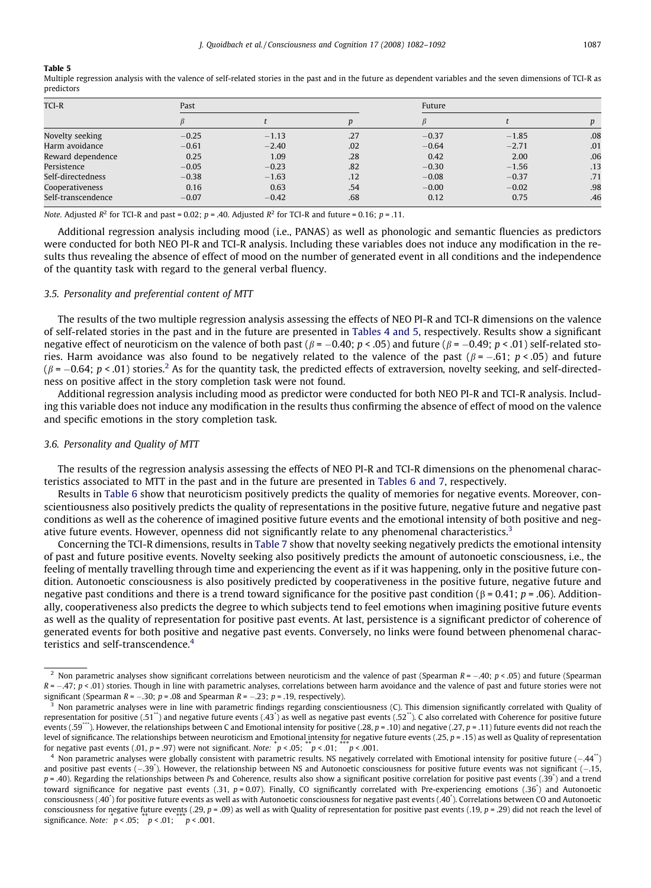**Table 5**

Multiple regression analysis with the valence of self-related stories in the past and in the future as dependent variables and the seven dimensions of TCI-R as predictors

| TCI-R | Past | | | Future | | |
|---|---|---|---|---|---|---|
| | $\beta$ | $t$ | $p$ | $\beta$ | $t$ | $p$ |
| Novelty seeking | −0.25 | −1.13 | .27 | −0.37 | −1.85 | .08 |
| Harm avoidance | −0.61 | −2.40 | .02 | −0.64 | −2.71 | .01 |
| Reward dependence | 0.25 | 1.09 | .28 | 0.42 | 2.00 | .06 |
| Persistence | −0.05 | −0.23 | .82 | −0.30 | −1.56 | .13 |
| Self-directedness | −0.38 | −1.63 | .12 | −0.08 | −0.37 | .71 |
| Cooperativeness | 0.16 | 0.63 | .54 | −0.00 | −0.02 | .98 |
| Self-transcendence | −0.07 | −0.42 | .68 | 0.12 | 0.75 | .46 |

*Note.* Adjusted $R^2$ for TCI-R and past = 0.02; $p = .40$. Adjusted $R^2$ for TCI-R and future = 0.16; $p = .11$.

Additional regression analysis including mood (i.e., PANAS) as well as phonologic and semantic fluencies as predictors were conducted for both NEO PI-R and TCI-R analysis. Including these variables does not induce any modification in the results thus revealing the absence of effect of mood on the number of generated event in all conditions and the independence of the quantity task with regard to the general verbal fluency.

### 3.5. Personality and preferential content of MTT

The results of the two multiple regression analysis assessing the effects of NEO PI-R and TCI-R dimensions on the valence of self-related stories in the past and in the future are presented in Tables 4 and 5, respectively. Results show a significant negative effect of neuroticism on the valence of both past ($\beta = -0.40$; $p < .05$) and future ($\beta = -0.49$; $p < .01$) self-related stories. Harm avoidance was also found to be negatively related to the valence of the past ($\beta = -.61$; $p < .05$) and future ($\beta = -0.64$; $p < .01$) stories.[2] As for the quantity task, the predicted effects of extraversion, novelty seeking, and self-directedness on positive affect in the story completion task were not found.

Additional regression analysis including mood as predictor were conducted for both NEO PI-R and TCI-R analysis. Including this variable does not induce any modification in the results thus confirming the absence of effect of mood on the valence and specific emotions in the story completion task.

### 3.6. Personality and Quality of MTT

The results of the regression analysis assessing the effects of NEO PI-R and TCI-R dimensions on the phenomenal characteristics associated to MTT in the past and in the future are presented in Tables 6 and 7, respectively.

Results in Table 6 show that neuroticism positively predicts the quality of memories for negative events. Moreover, conscientiousness also positively predicts the quality of representations in the positive future, negative future and negative past conditions as well as the coherence of imagined positive future events and the emotional intensity of both positive and negative future events. However, openness did not significantly relate to any phenomenal characteristics.[3]

Concerning the TCI-R dimensions, results in Table 7 show that novelty seeking negatively predicts the emotional intensity of past and future positive events. Novelty seeking also positively predicts the amount of autonoetic consciousness, i.e., the feeling of mentally travelling through time and experiencing the event as if it was happening, only in the positive future condition. Autonoetic consciousness is also positively predicted by cooperativeness in the positive future, negative future and negative past conditions and there is a trend toward significance for the positive past condition ($\beta = 0.41$; $p = .06$). Additionally, cooperativeness also predicts the degree to which subjects tend to feel emotions when imagining positive future events as well as the quality of representation for positive past events. At last, persistence is a significant predictor of coherence of generated events for both positive and negative past events. Conversely, no links were found between phenomenal characteristics and self-transcendence.[4]

---

[2] Non parametric analyses show significant correlations between neuroticism and the valence of past (Spearman $R = -.40$; $p < .05$) and future (Spearman $R = -.47$; $p < .01$) stories. Though in line with parametric analyses, correlations between harm avoidance and the valence of past and future stories were not significant (Spearman $R = -.30$; $p = .08$ and Spearman $R = -.23$; $p = .19$, respectively).

[3] Non parametric analyses were in line with parametric findings regarding conscientiousness (C). This dimension significantly correlated with Quality of representation for positive (.51**) and negative future events (.43*) as well as negative past events (.52**). C also correlated with Coherence for positive future events (.59***). However, the relationships between C and Emotional intensity for positive (.28, $p = .10$) and negative (.27, $p = .11$) future events did not reach the level of significance. The relationships between neuroticism and Emotional intensity for negative future events (.25, $p = .15$) as well as Quality of representation for negative past events (.01, $p = .97$) were not significant. *Note:* * $p < .05$; ** $p < .01$; *** $p < .001$.

[4] Non parametric analyses were globally consistent with parametric results. NS negatively correlated with Emotional intensity for positive future (−.44**) and positive past events (−.39*). However, the relationship between NS and Autonoetic consciousness for positive future events was not significant (−.15, $p = .40$). Regarding the relationships between *Ps* and Coherence, results also show a significant positive correlation for positive past events (.39*) and a trend toward significance for negative past events (.31, $p = 0.07$). Finally, CO significantly correlated with Pre-experiencing emotions (.36*) and Autonoetic consciousness (.40*) for positive future events as well as with Autonoetic consciousness for negative past events (.40*). Correlations between CO and Autonoetic consciousness for negative future events (.29, $p = .09$) as well as with Quality of representation for positive past events (.19, $p = .29$) did not reach the level of significance. *Note:* * $p < .05$; ** $p < .01$; *** $p < .001$.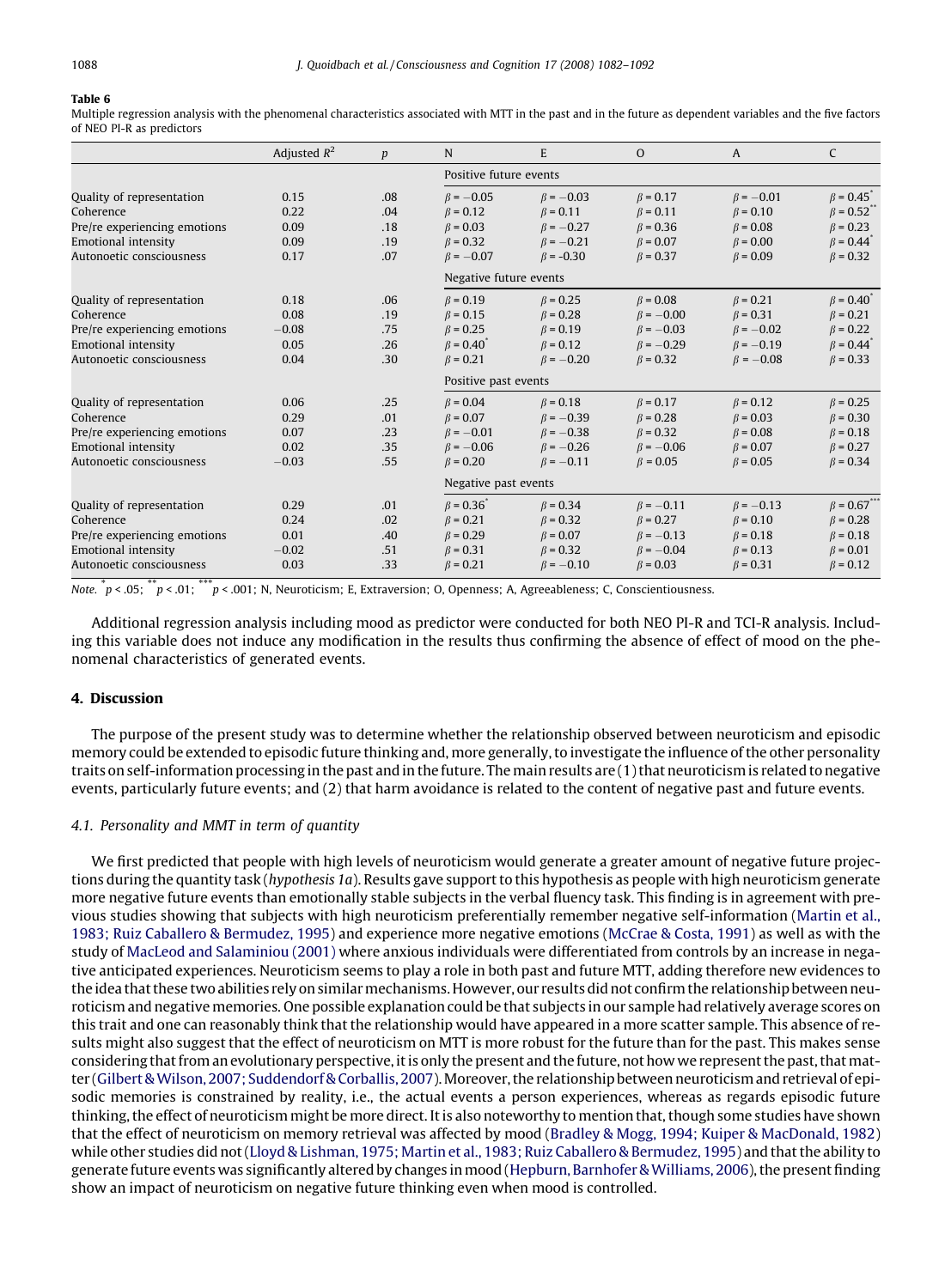**Table 6**

Multiple regression analysis with the phenomenal characteristics associated with MTT in the past and in the future as dependent variables and the five factors of NEO PI-R as predictors

| | Adjusted $R^2$ | $p$ | N | E | O | A | C |
|---|---|---|---|---|---|---|---|
| | | | Positive future events | | | | |
| Quality of representation | 0.15 | .08 | $\beta = -0.05$ | $\beta = -0.03$ | $\beta = 0.17$ | $\beta = -0.01$ | $\beta = 0.45^{*}$ |
| Coherence | 0.22 | .04 | $\beta = 0.12$ | $\beta = 0.11$ | $\beta = 0.11$ | $\beta = 0.10$ | $\beta = 0.52^{**}$ |
| Pre/re experiencing emotions | 0.09 | .18 | $\beta = 0.03$ | $\beta = -0.27$ | $\beta = 0.36$ | $\beta = 0.08$ | $\beta = 0.23$ |
| Emotional intensity | 0.09 | .19 | $\beta = 0.32$ | $\beta = -0.21$ | $\beta = 0.07$ | $\beta = 0.00$ | $\beta = 0.44^{*}$ |
| Autonoetic consciousness | 0.17 | .07 | $\beta = -0.07$ | $\beta = -0.30$ | $\beta = 0.37$ | $\beta = 0.09$ | $\beta = 0.32$ |
| | | | Negative future events | | | | |
| Quality of representation | 0.18 | .06 | $\beta = 0.19$ | $\beta = 0.25$ | $\beta = 0.08$ | $\beta = 0.21$ | $\beta = 0.40^{*}$ |
| Coherence | 0.08 | .19 | $\beta = 0.15$ | $\beta = 0.28$ | $\beta = -0.00$ | $\beta = 0.31$ | $\beta = 0.21$ |
| Pre/re experiencing emotions | −0.08 | .75 | $\beta = 0.25$ | $\beta = 0.19$ | $\beta = -0.03$ | $\beta = -0.02$ | $\beta = 0.22$ |
| Emotional intensity | 0.05 | .26 | $\beta = 0.40^{*}$ | $\beta = 0.12$ | $\beta = -0.29$ | $\beta = -0.19$ | $\beta = 0.44^{*}$ |
| Autonoetic consciousness | 0.04 | .30 | $\beta = 0.21$ | $\beta = -0.20$ | $\beta = 0.32$ | $\beta = -0.08$ | $\beta = 0.33$ |
| | | | Positive past events | | | | |
| Quality of representation | 0.06 | .25 | $\beta = 0.04$ | $\beta = 0.18$ | $\beta = 0.17$ | $\beta = 0.12$ | $\beta = 0.25$ |
| Coherence | 0.29 | .01 | $\beta = 0.07$ | $\beta = -0.39$ | $\beta = 0.28$ | $\beta = 0.03$ | $\beta = 0.30$ |
| Pre/re experiencing emotions | 0.07 | .23 | $\beta = -0.01$ | $\beta = -0.38$ | $\beta = 0.32$ | $\beta = 0.08$ | $\beta = 0.18$ |
| Emotional intensity | 0.02 | .35 | $\beta = -0.06$ | $\beta = -0.26$ | $\beta = -0.06$ | $\beta = 0.07$ | $\beta = 0.27$ |
| Autonoetic consciousness | −0.03 | .55 | $\beta = 0.20$ | $\beta = -0.11$ | $\beta = 0.05$ | $\beta = 0.05$ | $\beta = 0.34$ |
| | | | Negative past events | | | | |
| Quality of representation | 0.29 | .01 | $\beta = 0.36^{*}$ | $\beta = 0.34$ | $\beta = -0.11$ | $\beta = -0.13$ | $\beta = 0.67^{***}$ |
| Coherence | 0.24 | .02 | $\beta = 0.21$ | $\beta = 0.32$ | $\beta = 0.27$ | $\beta = 0.10$ | $\beta = 0.28$ |
| Pre/re experiencing emotions | 0.01 | .40 | $\beta = 0.29$ | $\beta = 0.07$ | $\beta = -0.13$ | $\beta = 0.18$ | $\beta = 0.18$ |
| Emotional intensity | −0.02 | .51 | $\beta = 0.31$ | $\beta = 0.32$ | $\beta = -0.04$ | $\beta = 0.13$ | $\beta = 0.01$ |
| Autonoetic consciousness | 0.03 | .33 | $\beta = 0.21$ | $\beta = -0.10$ | $\beta = 0.03$ | $\beta = 0.31$ | $\beta = 0.12$ |

*Note.* $^{*}p < .05$; $^{**}p < .01$; $^{***}p < .001$; N, Neuroticism; E, Extraversion; O, Openness; A, Agreeableness; C, Conscientiousness.

Additional regression analysis including mood as predictor were conducted for both NEO PI-R and TCI-R analysis. Including this variable does not induce any modification in the results thus confirming the absence of effect of mood on the phenomenal characteristics of generated events.

## 4. Discussion

The purpose of the present study was to determine whether the relationship observed between neuroticism and episodic memory could be extended to episodic future thinking and, more generally, to investigate the influence of the other personality traits on self-information processing in the past and in the future. The main results are (1) that neuroticism is related to negative events, particularly future events; and (2) that harm avoidance is related to the content of negative past and future events.

### 4.1. Personality and MMT in term of quantity

We first predicted that people with high levels of neuroticism would generate a greater amount of negative future projections during the quantity task (*hypothesis 1a*). Results gave support to this hypothesis as people with high neuroticism generate more negative future events than emotionally stable subjects in the verbal fluency task. This finding is in agreement with previous studies showing that subjects with high neuroticism preferentially remember negative self-information (Martin et al., 1983; Ruiz Caballero & Bermudez, 1995) and experience more negative emotions (McCrae & Costa, 1991) as well as with the study of MacLeod and Salaminiou (2001) where anxious individuals were differentiated from controls by an increase in negative anticipated experiences. Neuroticism seems to play a role in both past and future MTT, adding therefore new evidences to the idea that these two abilities rely on similar mechanisms. However, our results did not confirm the relationship between neuroticism and negative memories. One possible explanation could be that subjects in our sample had relatively average scores on this trait and one can reasonably think that the relationship would have appeared in a more scatter sample. This absence of results might also suggest that the effect of neuroticism on MTT is more robust for the future than for the past. This makes sense considering that from an evolutionary perspective, it is only the present and the future, not how we represent the past, that matter (Gilbert & Wilson, 2007; Suddendorf & Corballis, 2007). Moreover, the relationship between neuroticism and retrieval of episodic memories is constrained by reality, i.e., the actual events a person experiences, whereas as regards episodic future thinking, the effect of neuroticism might be more direct. It is also noteworthy to mention that, though some studies have shown that the effect of neuroticism on memory retrieval was affected by mood (Bradley & Mogg, 1994; Kuiper & MacDonald, 1982) while other studies did not (Lloyd & Lishman, 1975; Martin et al., 1983; Ruiz Caballero & Bermudez, 1995) and that the ability to generate future events was significantly altered by changes in mood (Hepburn, Barnhofer & Williams, 2006), the present finding show an impact of neuroticism on negative future thinking even when mood is controlled.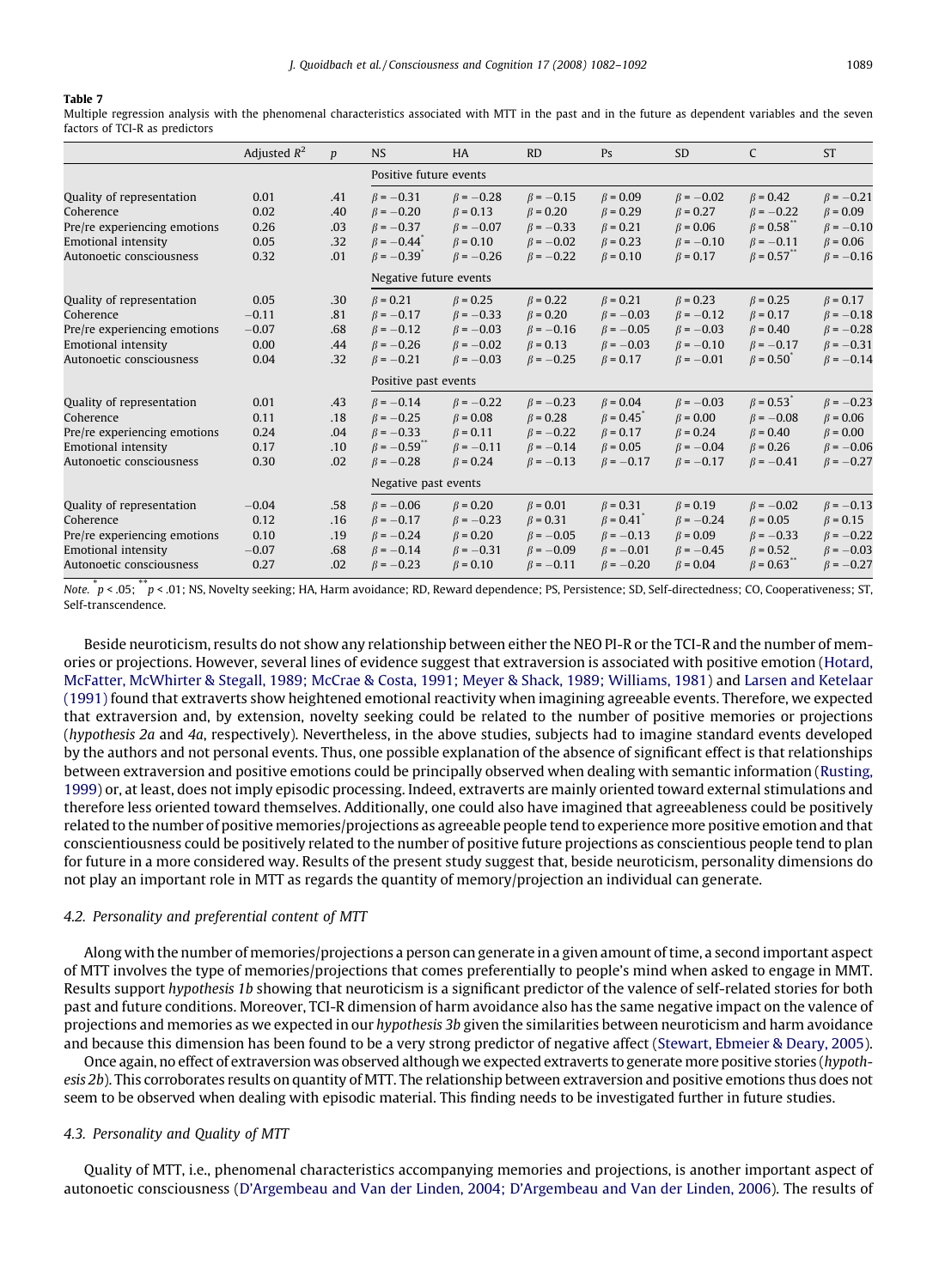**Table 7**

Multiple regression analysis with the phenomenal characteristics associated with MTT in the past and in the future as dependent variables and the seven factors of TCI-R as predictors

| | Adjusted $R^2$ | $p$ | NS | HA | RD | Ps | SD | C | ST |
|---|---|---|---|---|---|---|---|---|---|
| | | | Positive future events | | | | | | |
| Quality of representation | 0.01 | .41 | $\beta = -0.31$ | $\beta = -0.28$ | $\beta = -0.15$ | $\beta = 0.09$ | $\beta = -0.02$ | $\beta = 0.42$ | $\beta = -0.21$ |
| Coherence | 0.02 | .40 | $\beta = -0.20$ | $\beta = 0.13$ | $\beta = 0.20$ | $\beta = 0.29$ | $\beta = 0.27$ | $\beta = -0.22$ | $\beta = 0.09$ |
| Pre/re experiencing emotions | 0.26 | .03 | $\beta = -0.37$ | $\beta = -0.07$ | $\beta = -0.33$ | $\beta = 0.21$ | $\beta = 0.06$ | $\beta = 0.58^{**}$ | $\beta = -0.10$ |
| Emotional intensity | 0.05 | .32 | $\beta = -0.44^{*}$ | $\beta = 0.10$ | $\beta = -0.02$ | $\beta = 0.23$ | $\beta = -0.10$ | $\beta = -0.11$ | $\beta = 0.06$ |
| Autonoetic consciousness | 0.32 | .01 | $\beta = -0.39^{*}$ | $\beta = -0.26$ | $\beta = -0.22$ | $\beta = 0.10$ | $\beta = 0.17$ | $\beta = 0.57^{**}$ | $\beta = -0.16$ |
| | | | Negative future events | | | | | | |
| Quality of representation | 0.05 | .30 | $\beta = 0.21$ | $\beta = 0.25$ | $\beta = 0.22$ | $\beta = 0.21$ | $\beta = 0.23$ | $\beta = 0.25$ | $\beta = 0.17$ |
| Coherence | −0.11 | .81 | $\beta = -0.17$ | $\beta = -0.33$ | $\beta = 0.20$ | $\beta = -0.03$ | $\beta = -0.12$ | $\beta = 0.17$ | $\beta = -0.18$ |
| Pre/re experiencing emotions | −0.07 | .68 | $\beta = -0.12$ | $\beta = -0.03$ | $\beta = -0.16$ | $\beta = -0.05$ | $\beta = -0.03$ | $\beta = 0.40$ | $\beta = -0.28$ |
| Emotional intensity | 0.00 | .44 | $\beta = -0.26$ | $\beta = -0.02$ | $\beta = 0.13$ | $\beta = -0.03$ | $\beta = -0.10$ | $\beta = -0.17$ | $\beta = -0.31$ |
| Autonoetic consciousness | 0.04 | .32 | $\beta = -0.21$ | $\beta = -0.03$ | $\beta = -0.25$ | $\beta = 0.17$ | $\beta = -0.01$ | $\beta = 0.50^{*}$ | $\beta = -0.14$ |
| | | | Positive past events | | | | | | |
| Quality of representation | 0.01 | .43 | $\beta = -0.14$ | $\beta = -0.22$ | $\beta = -0.23$ | $\beta = 0.04$ | $\beta = -0.03$ | $\beta = 0.53^{*}$ | $\beta = -0.23$ |
| Coherence | 0.11 | .18 | $\beta = -0.25$ | $\beta = 0.08$ | $\beta = 0.28$ | $\beta = 0.45^{*}$ | $\beta = 0.00$ | $\beta = -0.08$ | $\beta = 0.06$ |
| Pre/re experiencing emotions | 0.24 | .04 | $\beta = -0.33$ | $\beta = 0.11$ | $\beta = -0.22$ | $\beta = 0.17$ | $\beta = 0.24$ | $\beta = 0.40$ | $\beta = 0.00$ |
| Emotional intensity | 0.17 | .10 | $\beta = -0.59^{**}$ | $\beta = -0.11$ | $\beta = -0.14$ | $\beta = 0.05$ | $\beta = -0.04$ | $\beta = 0.26$ | $\beta = -0.06$ |
| Autonoetic consciousness | 0.30 | .02 | $\beta = -0.28$ | $\beta = 0.24$ | $\beta = -0.13$ | $\beta = -0.17$ | $\beta = -0.17$ | $\beta = -0.41$ | $\beta = -0.27$ |
| | | | Negative past events | | | | | | |
| Quality of representation | −0.04 | .58 | $\beta = -0.06$ | $\beta = 0.20$ | $\beta = 0.01$ | $\beta = 0.31$ | $\beta = 0.19$ | $\beta = -0.02$ | $\beta = -0.13$ |
| Coherence | 0.12 | .16 | $\beta = -0.17$ | $\beta = -0.23$ | $\beta = 0.31$ | $\beta = 0.41^{*}$ | $\beta = -0.24$ | $\beta = 0.05$ | $\beta = 0.15$ |
| Pre/re experiencing emotions | 0.10 | .19 | $\beta = -0.24$ | $\beta = 0.20$ | $\beta = -0.05$ | $\beta = -0.13$ | $\beta = 0.09$ | $\beta = -0.33$ | $\beta = -0.22$ |
| Emotional intensity | −0.07 | .68 | $\beta = -0.14$ | $\beta = -0.31$ | $\beta = -0.09$ | $\beta = -0.01$ | $\beta = -0.45$ | $\beta = 0.52$ | $\beta = -0.03$ |
| Autonoetic consciousness | 0.27 | .02 | $\beta = -0.23$ | $\beta = 0.10$ | $\beta = -0.11$ | $\beta = -0.20$ | $\beta = 0.04$ | $\beta = 0.63^{**}$ | $\beta = -0.27$ |

*Note.* $^{*}p < .05$; $^{**}p < .01$; NS, Novelty seeking; HA, Harm avoidance; RD, Reward dependence; PS, Persistence; SD, Self-directedness; CO, Cooperativeness; ST, Self-transcendence.

Beside neuroticism, results do not show any relationship between either the NEO PI-R or the TCI-R and the number of memories or projections. However, several lines of evidence suggest that extraversion is associated with positive emotion (Hotard, McFatter, McWhirter & Stegall, 1989; McCrae & Costa, 1991; Meyer & Shack, 1989; Williams, 1981) and Larsen and Ketelaar (1991) found that extraverts show heightened emotional reactivity when imagining agreeable events. Therefore, we expected that extraversion and, by extension, novelty seeking could be related to the number of positive memories or projections (*hypothesis 2a* and *4a*, respectively). Nevertheless, in the above studies, subjects had to imagine standard events developed by the authors and not personal events. Thus, one possible explanation of the absence of significant effect is that relationships between extraversion and positive emotions could be principally observed when dealing with semantic information (Rusting, 1999) or, at least, does not imply episodic processing. Indeed, extraverts are mainly oriented toward external stimulations and therefore less oriented toward themselves. Additionally, one could also have imagined that agreeableness could be positively related to the number of positive memories/projections as agreeable people tend to experience more positive emotion and that conscientiousness could be positively related to the number of positive future projections as conscientious people tend to plan for future in a more considered way. Results of the present study suggest that, beside neuroticism, personality dimensions do not play an important role in MTT as regards the quantity of memory/projection an individual can generate.

### 4.2. Personality and preferential content of MTT

Along with the number of memories/projections a person can generate in a given amount of time, a second important aspect of MTT involves the type of memories/projections that comes preferentially to people's mind when asked to engage in MMT. Results support *hypothesis 1b* showing that neuroticism is a significant predictor of the valence of self-related stories for both past and future conditions. Moreover, TCI-R dimension of harm avoidance also has the same negative impact on the valence of projections and memories as we expected in our *hypothesis 3b* given the similarities between neuroticism and harm avoidance and because this dimension has been found to be a very strong predictor of negative affect (Stewart, Ebmeier & Deary, 2005).

Once again, no effect of extraversion was observed although we expected extraverts to generate more positive stories (*hypothesis 2b*). This corroborates results on quantity of MTT. The relationship between extraversion and positive emotions thus does not seem to be observed when dealing with episodic material. This finding needs to be investigated further in future studies.

### 4.3. Personality and Quality of MTT

Quality of MTT, i.e., phenomenal characteristics accompanying memories and projections, is another important aspect of autonoetic consciousness (D'Argembeau and Van der Linden, 2004; D'Argembeau and Van der Linden, 2006). The results of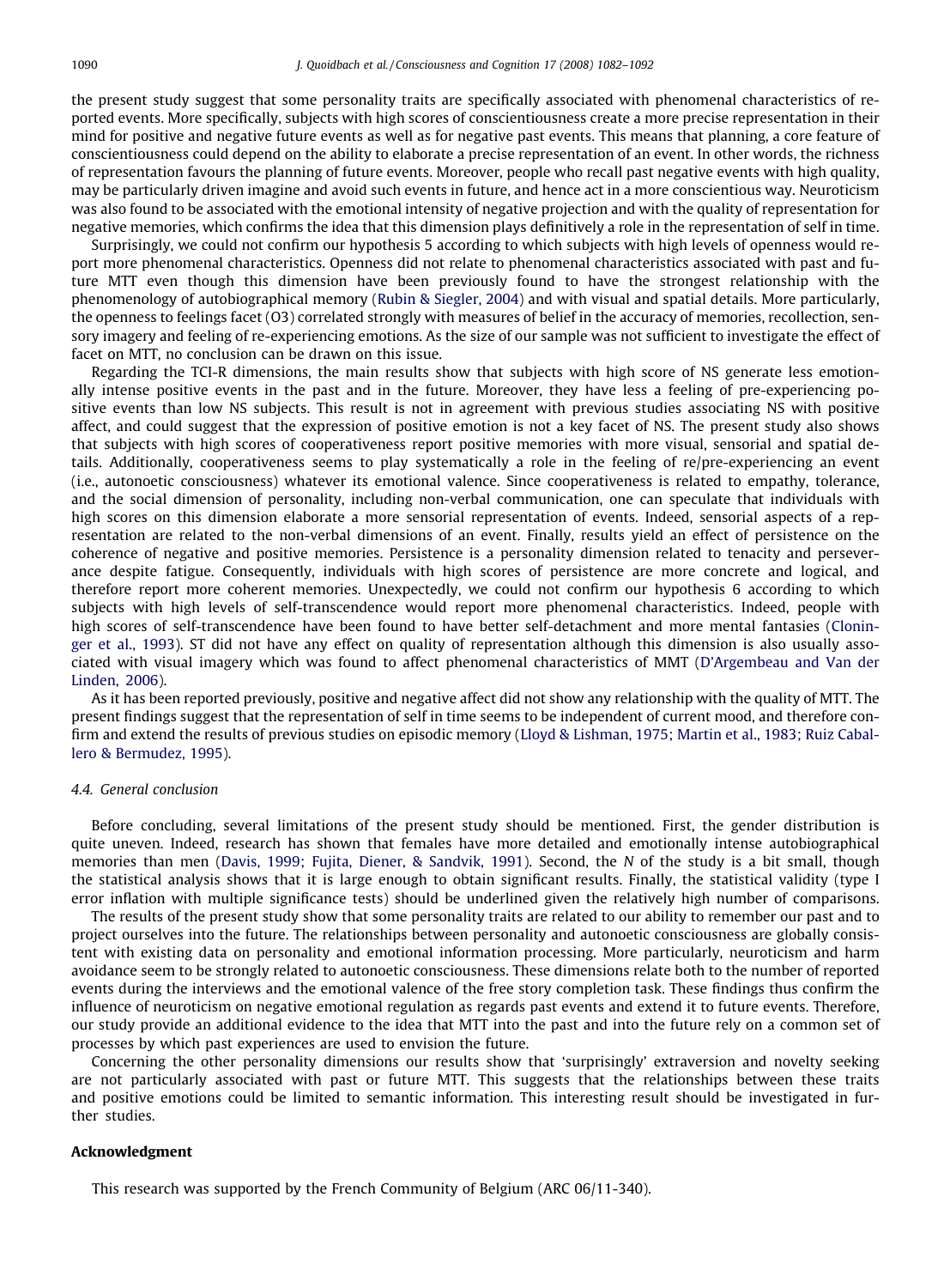the present study suggest that some personality traits are specifically associated with phenomenal characteristics of reported events. More specifically, subjects with high scores of conscientiousness create a more precise representation in their mind for positive and negative future events as well as for negative past events. This means that planning, a core feature of conscientiousness could depend on the ability to elaborate a precise representation of an event. In other words, the richness of representation favours the planning of future events. Moreover, people who recall past negative events with high quality, may be particularly driven imagine and avoid such events in future, and hence act in a more conscientious way. Neuroticism was also found to be associated with the emotional intensity of negative projection and with the quality of representation for negative memories, which confirms the idea that this dimension plays definitively a role in the representation of self in time.

Surprisingly, we could not confirm our hypothesis 5 according to which subjects with high levels of openness would report more phenomenal characteristics. Openness did not relate to phenomenal characteristics associated with past and future MTT even though this dimension have been previously found to have the strongest relationship with the phenomenology of autobiographical memory (Rubin & Siegler, 2004) and with visual and spatial details. More particularly, the openness to feelings facet (O3) correlated strongly with measures of belief in the accuracy of memories, recollection, sensory imagery and feeling of re-experiencing emotions. As the size of our sample was not sufficient to investigate the effect of facet on MTT, no conclusion can be drawn on this issue.

Regarding the TCI-R dimensions, the main results show that subjects with high score of NS generate less emotionally intense positive events in the past and in the future. Moreover, they have less a feeling of pre-experiencing positive events than low NS subjects. This result is not in agreement with previous studies associating NS with positive affect, and could suggest that the expression of positive emotion is not a key facet of NS. The present study also shows that subjects with high scores of cooperativeness report positive memories with more visual, sensorial and spatial details. Additionally, cooperativeness seems to play systematically a role in the feeling of re/pre-experiencing an event (i.e., autonoetic consciousness) whatever its emotional valence. Since cooperativeness is related to empathy, tolerance, and the social dimension of personality, including non-verbal communication, one can speculate that individuals with high scores on this dimension elaborate a more sensorial representation of events. Indeed, sensorial aspects of a representation are related to the non-verbal dimensions of an event. Finally, results yield an effect of persistence on the coherence of negative and positive memories. Persistence is a personality dimension related to tenacity and perseverance despite fatigue. Consequently, individuals with high scores of persistence are more concrete and logical, and therefore report more coherent memories. Unexpectedly, we could not confirm our hypothesis 6 according to which subjects with high levels of self-transcendence would report more phenomenal characteristics. Indeed, people with high scores of self-transcendence have been found to have better self-detachment and more mental fantasies (Cloninger et al., 1993). ST did not have any effect on quality of representation although this dimension is also usually associated with visual imagery which was found to affect phenomenal characteristics of MMT (D'Argembeau and Van der Linden, 2006).

As it has been reported previously, positive and negative affect did not show any relationship with the quality of MTT. The present findings suggest that the representation of self in time seems to be independent of current mood, and therefore confirm and extend the results of previous studies on episodic memory (Lloyd & Lishman, 1975; Martin et al., 1983; Ruiz Caballero & Bermudez, 1995).

### 4.4. General conclusion

Before concluding, several limitations of the present study should be mentioned. First, the gender distribution is quite uneven. Indeed, research has shown that females have more detailed and emotionally intense autobiographical memories than men (Davis, 1999; Fujita, Diener, & Sandvik, 1991). Second, the *N* of the study is a bit small, though the statistical analysis shows that it is large enough to obtain significant results. Finally, the statistical validity (type I error inflation with multiple significance tests) should be underlined given the relatively high number of comparisons.

The results of the present study show that some personality traits are related to our ability to remember our past and to project ourselves into the future. The relationships between personality and autonoetic consciousness are globally consistent with existing data on personality and emotional information processing. More particularly, neuroticism and harm avoidance seem to be strongly related to autonoetic consciousness. These dimensions relate both to the number of reported events during the interviews and the emotional valence of the free story completion task. These findings thus confirm the influence of neuroticism on negative emotional regulation as regards past events and extend it to future events. Therefore, our study provide an additional evidence to the idea that MTT into the past and into the future rely on a common set of processes by which past experiences are used to envision the future.

Concerning the other personality dimensions our results show that 'surprisingly' extraversion and novelty seeking are not particularly associated with past or future MTT. This suggests that the relationships between these traits and positive emotions could be limited to semantic information. This interesting result should be investigated in further studies.

## Acknowledgment

This research was supported by the French Community of Belgium (ARC 06/11-340).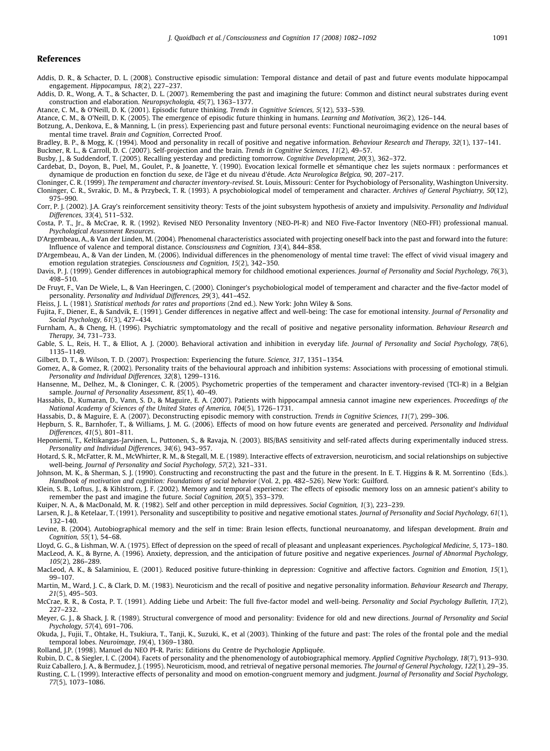## References

Addis, D. R., & Schacter, D. L. (2008). Constructive episodic simulation: Temporal distance and detail of past and future events modulate hippocampal engagement. *Hippocampus, 18*(2), 227–237.

Addis, D. R., Wong, A. T., & Schacter, D. L. (2007). Remembering the past and imagining the future: Common and distinct neural substrates during event construction and elaboration. *Neuropsychologia, 45*(7), 1363–1377.

Atance, C. M., & O'Neill, D. K. (2001). Episodic future thinking. *Trends in Cognitive Sciences, 5*(12), 533–539.

Atance, C. M., & O'Neill, D. K. (2005). The emergence of episodic future thinking in humans. *Learning and Motivation, 36*(2), 126–144.

Botzung, A., Denkova, E., & Manning, L. (in press). Experiencing past and future personal events: Functional neuroimaging evidence on the neural bases of mental time travel. *Brain and Cognition*, Corrected Proof.

Bradley, B. P., & Mogg, K. (1994). Mood and personality in recall of positive and negative information. *Behaviour Research and Therapy, 32*(1), 137–141.

Buckner, R. L., & Carroll, D. C. (2007). Self-projection and the brain. *Trends in Cognitive Sciences, 11*(2), 49–57.

Busby, J., & Suddendorf, T. (2005). Recalling yesterday and predicting tomorrow. *Cognitive Development, 20*(3), 362–372.

Cardebat, D., Doyon, B., Puel, M., Goulet, P., & Joanette, Y. (1990). Evocation lexical formelle et sémantique chez les sujets normaux : performances et dynamique de production en fonction du sexe, de l'âge et du niveau d'étude. *Acta Neurologica Belgica, 90*, 207–217.

Cloninger, C. R. (1999). *The temperament and character inventory-revised*. St. Louis, Missouri: Center for Psychobiology of Personality, Washington University.

Cloninger, C. R., Svrakic, D. M., & Przybeck, T. R. (1993). A psychobiological model of temperament and character. *Archives of General Psychiatry, 50*(12), 975–990.

Corr, P. J. (2002). J.A. Gray's reinforcement sensitivity theory: Tests of the joint subsystem hypothesis of anxiety and impulsivity. *Personality and Individual Differences, 33*(4), 511–532.

Costa, P. T., Jr., & McCrae, R. R. (1992). Revised NEO Personality Inventory (NEO-PI-R) and NEO Five-Factor Inventory (NEO-FFI) professional manual. *Psychological Assessment Resources*.

D'Argembeau, A., & Van der Linden, M. (2004). Phenomenal characteristics associated with projecting oneself back into the past and forward into the future: Influence of valence and temporal distance. *Consciousness and Cognition, 13*(4), 844–858.

D'Argembeau, A., & Van der Linden, M. (2006). Individual differences in the phenomenology of mental time travel: The effect of vivid visual imagery and emotion regulation strategies. *Consciousness and Cognition, 15*(2), 342–350.

Davis, P. J. (1999). Gender differences in autobiographical memory for childhood emotional experiences. *Journal of Personality and Social Psychology, 76*(3), 498–510.

De Fruyt, F., Van De Wiele, L., & Van Heeringen, C. (2000). Cloninger's psychobiological model of temperament and character and the five-factor model of personality. *Personality and Individual Differences, 29*(3), 441–452.

Fleiss, J. L. (1981). *Statistical methods for rates and proportions* (2nd ed.). New York: John Wiley & Sons.

Fujita, F., Diener, E., & Sandvik, E. (1991). Gender differences in negative affect and well-being: The case for emotional intensity. *Journal of Personality and Social Psychology, 61*(3), 427–434.

Furnham, A., & Cheng, H. (1996). Psychiatric symptomatology and the recall of positive and negative personality information. *Behaviour Research and Therapy, 34*, 731–733.

Gable, S. L., Reis, H. T., & Elliot, A. J. (2000). Behavioral activation and inhibition in everyday life. *Journal of Personality and Social Psychology, 78*(6), 1135–1149.

Gilbert, D. T., & Wilson, T. D. (2007). Prospection: Experiencing the future. *Science, 317*, 1351–1354.

Gomez, A., & Gomez, R. (2002). Personality traits of the behavioural approach and inhibition systems: Associations with processing of emotional stimuli. *Personality and Individual Differences, 32*(8), 1299–1316.

Hansenne, M., Delhez, M., & Cloninger, C. R. (2005). Psychometric properties of the temperament and character inventory-revised (TCI-R) in a Belgian sample. *Journal of Personality Assessment, 85*(1), 40–49.

Hassabis, D., Kumaran, D., Vann, S. D., & Maguire, E. A. (2007). Patients with hippocampal amnesia cannot imagine new experiences. *Proceedings of the National Academy of Sciences of the United States of America, 104*(5), 1726–1731.

Hassabis, D., & Maguire, E. A. (2007). Deconstructing episodic memory with construction. *Trends in Cognitive Sciences, 11*(7), 299–306.

Hepburn, S. R., Barnhofer, T., & Williams, J. M. G. (2006). Effects of mood on how future events are generated and perceived. *Personality and Individual Differences, 41*(5), 801–811.

Heponiemi, T., Keltikangas-Jarvinen, L., Puttonen, S., & Ravaja, N. (2003). BIS/BAS sensitivity and self-rated affects during experimentally induced stress. *Personality and Individual Differences, 34*(6), 943–957.

Hotard, S. R., McFatter, R. M., McWhirter, R. M., & Stegall, M. E. (1989). Interactive effects of extraversion, neuroticism, and social relationships on subjective well-being. *Journal of Personality and Social Psychology, 57*(2), 321–331.

Johnson, M. K., & Sherman, S. J. (1990). Constructing and reconstructing the past and the future in the present. In E. T. Higgins & R. M. Sorrentino (Eds.). *Handbook of motivation and cognition: Foundations of social behavior* (Vol. 2, pp. 482–526). New York: Guilford.

Klein, S. B., Loftus, J., & Kihlstrom, J. F. (2002). Memory and temporal experience: The effects of episodic memory loss on an amnesic patient's ability to remember the past and imagine the future. *Social Cognition, 20*(5), 353–379.

Kuiper, N. A., & MacDonald, M. R. (1982). Self and other perception in mild depressives. *Social Cognition, 1*(3), 223–239.

Larsen, R. J., & Ketelaar, T. (1991). Personality and susceptibility to positive and negative emotional states. *Journal of Personality and Social Psychology, 61*(1), 132–140.

Levine, B. (2004). Autobiographical memory and the self in time: Brain lesion effects, functional neuroanatomy, and lifespan development. *Brain and Cognition, 55*(1), 54–68.

Lloyd, G. G., & Lishman, W. A. (1975). Effect of depression on the speed of recall of pleasant and unpleasant experiences. *Psychological Medicine, 5*, 173–180.

MacLeod, A. K., & Byrne, A. (1996). Anxiety, depression, and the anticipation of future positive and negative experiences. *Journal of Abnormal Psychology, 105*(2), 286–289.

MacLeod, A. K., & Salaminiou, E. (2001). Reduced positive future-thinking in depression: Cognitive and affective factors. *Cognition and Emotion, 15*(1), 99–107.

Martin, M., Ward, J. C., & Clark, D. M. (1983). Neuroticism and the recall of positive and negative personality information. *Behaviour Research and Therapy, 21*(5), 495–503.

McCrae, R. R., & Costa, P. T. (1991). Adding Liebe und Arbeit: The full five-factor model and well-being. *Personality and Social Psychology Bulletin, 17*(2), 227–232.

Meyer, G. J., & Shack, J. R. (1989). Structural convergence of mood and personality: Evidence for old and new directions. *Journal of Personality and Social Psychology, 57*(4), 691–706.

Okuda, J., Fujii, T., Ohtake, H., Tsukiura, T., Tanji, K., Suzuki, K., et al (2003). Thinking of the future and past: The roles of the frontal pole and the medial temporal lobes. *Neuroimage, 19*(4), 1369–1380.

Rolland, J.P. (1998). Manuel du NEO PI-R. Paris: Editions du Centre de Psychologie Appliquée.

Rubin, D. C., & Siegler, I. C. (2004). Facets of personality and the phenomenology of autobiographical memory. *Applied Cognitive Psychology, 18*(7), 913–930.

Ruiz Caballero, J. A., & Bermudez, J. (1995). Neuroticism, mood, and retrieval of negative personal memories. *The Journal of General Psychology, 122*(1), 29–35.

Rusting, C. L. (1999). Interactive effects of personality and mood on emotion-congruent memory and judgment. *Journal of Personality and Social Psychology, 77*(5), 1073–1086.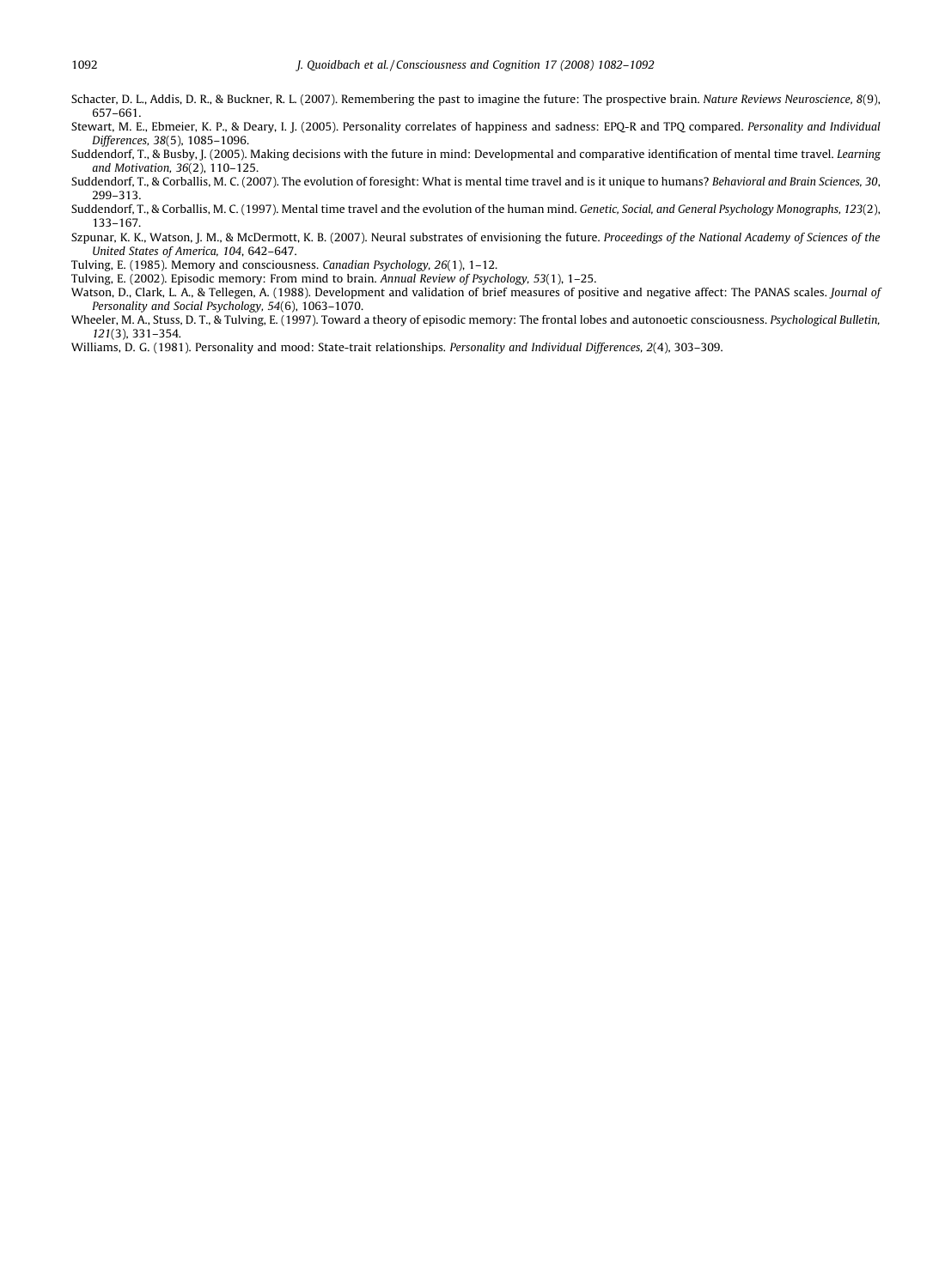Schacter, D. L., Addis, D. R., & Buckner, R. L. (2007). Remembering the past to imagine the future: The prospective brain. *Nature Reviews Neuroscience, 8*(9), 657–661.

Stewart, M. E., Ebmeier, K. P., & Deary, I. J. (2005). Personality correlates of happiness and sadness: EPQ-R and TPQ compared. *Personality and Individual Differences, 38*(5), 1085–1096.

Suddendorf, T., & Busby, J. (2005). Making decisions with the future in mind: Developmental and comparative identification of mental time travel. *Learning and Motivation, 36*(2), 110–125.

Suddendorf, T., & Corballis, M. C. (2007). The evolution of foresight: What is mental time travel and is it unique to humans? *Behavioral and Brain Sciences, 30*, 299–313.

Suddendorf, T., & Corballis, M. C. (1997). Mental time travel and the evolution of the human mind. *Genetic, Social, and General Psychology Monographs, 123*(2), 133–167.

Szpunar, K. K., Watson, J. M., & McDermott, K. B. (2007). Neural substrates of envisioning the future. *Proceedings of the National Academy of Sciences of the United States of America, 104*, 642–647.

Tulving, E. (1985). Memory and consciousness. *Canadian Psychology, 26*(1), 1–12.

Tulving, E. (2002). Episodic memory: From mind to brain. *Annual Review of Psychology, 53*(1), 1–25.

Watson, D., Clark, L. A., & Tellegen, A. (1988). Development and validation of brief measures of positive and negative affect: The PANAS scales. *Journal of Personality and Social Psychology, 54*(6), 1063–1070.

Wheeler, M. A., Stuss, D. T., & Tulving, E. (1997). Toward a theory of episodic memory: The frontal lobes and autonoetic consciousness. *Psychological Bulletin, 121*(3), 331–354.

Williams, D. G. (1981). Personality and mood: State-trait relationships. *Personality and Individual Differences, 2*(4), 303–309.